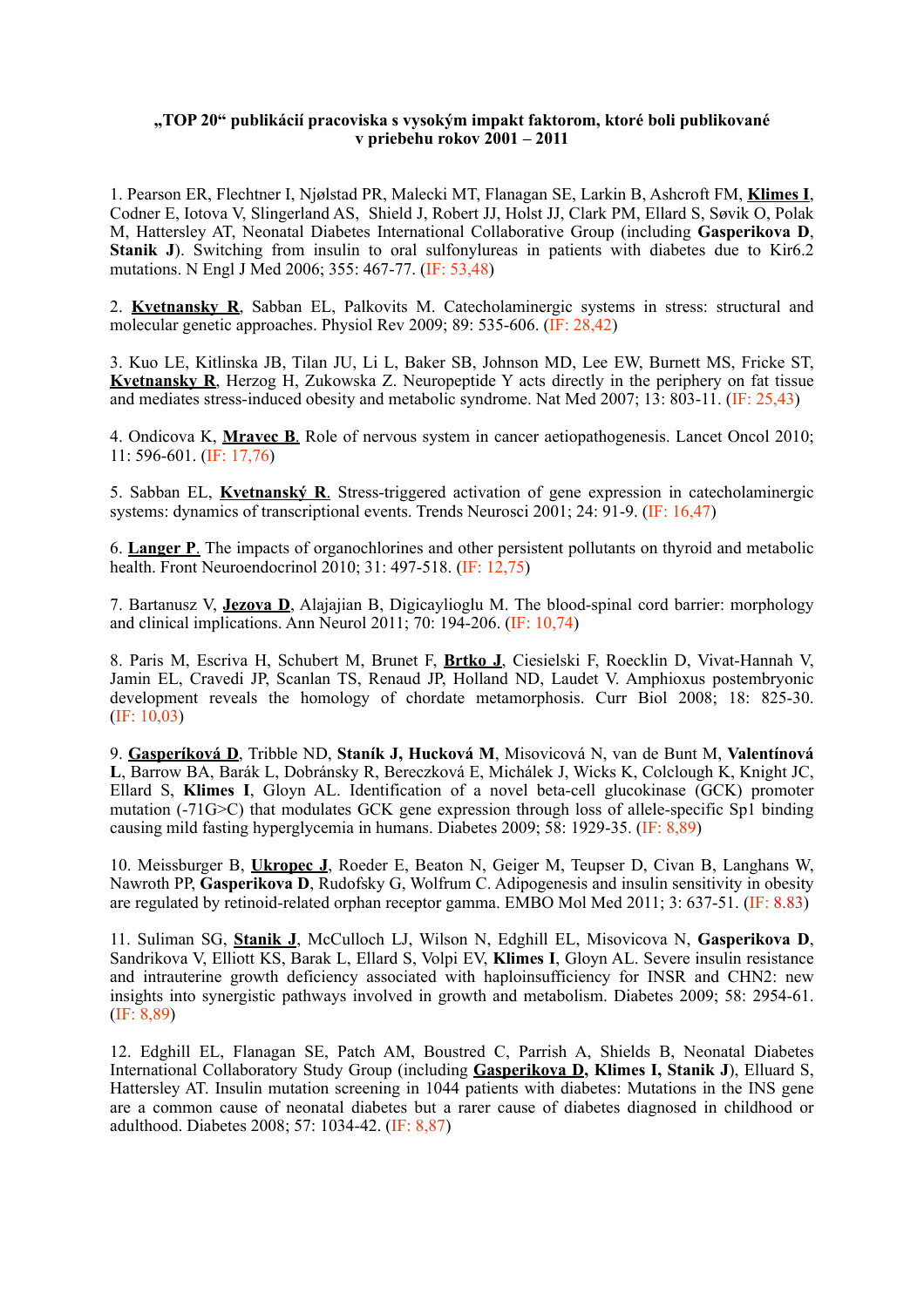**„TOP 20" publikácií pracoviska s vysokým impakt faktorom, ktoré boli publikované v priebehu rokov 2001 – 2011**

1. Pearson ER, Flechtner I, Njølstad PR, Malecki MT, Flanagan SE, Larkin B, Ashcroft FM, **Klimes I**, Codner E, Iotova V, Slingerland AS, Shield J, Robert JJ, Holst JJ, Clark PM, Ellard S, Søvik O, Polak M, Hattersley AT, Neonatal Diabetes International Collaborative Group (including **Gasperikova D**, **Stanik J**). Switching from insulin to oral sulfonylureas in patients with diabetes due to Kir6.2 mutations. N Engl J Med 2006; 355: 467-77. (IF: 53,48)

2. **Kvetnansky R**, Sabban EL, Palkovits M. Catecholaminergic systems in stress: structural and molecular genetic approaches. Physiol Rev 2009; 89: 535-606. (IF: 28,42)

3. Kuo LE, Kitlinska JB, Tilan JU, Li L, Baker SB, Johnson MD, Lee EW, Burnett MS, Fricke ST, **Kvetnansky R**, Herzog H, Zukowska Z. Neuropeptide Y acts directly in the periphery on fat tissue and mediates stress-induced obesity and metabolic syndrome. Nat Med 2007; 13: 803-11. (IF: 25,43)

4. Ondicova K, **Mravec B**. Role of nervous system in cancer aetiopathogenesis. Lancet Oncol 2010; 11: 596-601. (IF: 17,76)

5. Sabban EL, **Kvetnanský R**. Stress-triggered activation of gene expression in catecholaminergic systems: dynamics of transcriptional events. Trends Neurosci 2001; 24: 91-9. (IF: 16,47)

6. **Langer P**. The impacts of organochlorines and other persistent pollutants on thyroid and metabolic health. Front Neuroendocrinol 2010; 31: 497-518. (IF: 12,75)

7. Bartanusz V, **Jezova D**, Alajajian B, Digicaylioglu M. The blood-spinal cord barrier: morphology and clinical implications. Ann Neurol 2011; 70: 194-206. (IF: 10,74)

8. Paris M, Escriva H, Schubert M, Brunet F, **Brtko J**, Ciesielski F, Roecklin D, Vivat-Hannah V, Jamin EL, Cravedi JP, Scanlan TS, Renaud JP, Holland ND, Laudet V. Amphioxus postembryonic development reveals the homology of chordate metamorphosis. Curr Biol 2008; 18: 825-30. (IF: 10,03)

9. **Gasperíková D**, Tribble ND, **Staník J, Hucková M**, Misovicová N, van de Bunt M, **Valentínová L**, Barrow BA, Barák L, Dobránsky R, Bereczková E, Michálek J, Wicks K, Colclough K, Knight JC, Ellard S, **Klimes I**, Gloyn AL. Identification of a novel beta-cell glucokinase (GCK) promoter mutation (-71G>C) that modulates GCK gene expression through loss of allele-specific Sp1 binding causing mild fasting hyperglycemia in humans. Diabetes 2009; 58: 1929-35. (IF: 8,89)

10. Meissburger B, **Ukropec J**, Roeder E, Beaton N, Geiger M, Teupser D, Civan B, Langhans W, Nawroth PP, **Gasperikova D**, Rudofsky G, Wolfrum C. Adipogenesis and insulin sensitivity in obesity are regulated by retinoid-related orphan receptor gamma. EMBO Mol Med 2011; 3: 637-51. (IF: 8.83)

11. Suliman SG, **Stanik J**, McCulloch LJ, Wilson N, Edghill EL, Misovicova N, **Gasperikova D**, Sandrikova V, Elliott KS, Barak L, Ellard S, Volpi EV, **Klimes I**, Gloyn AL. Severe insulin resistance and intrauterine growth deficiency associated with haploinsufficiency for INSR and CHN2: new insights into synergistic pathways involved in growth and metabolism. Diabetes 2009; 58: 2954-61. (IF: 8,89)

12. Edghill EL, Flanagan SE, Patch AM, Boustred C, Parrish A, Shields B, Neonatal Diabetes International Collaboratory Study Group (including **Gasperikova D, Klimes I, Stanik J**), Elluard S, Hattersley AT. Insulin mutation screening in 1044 patients with diabetes: Mutations in the INS gene are a common cause of neonatal diabetes but a rarer cause of diabetes diagnosed in childhood or adulthood. Diabetes 2008; 57: 1034-42. (IF: 8,87)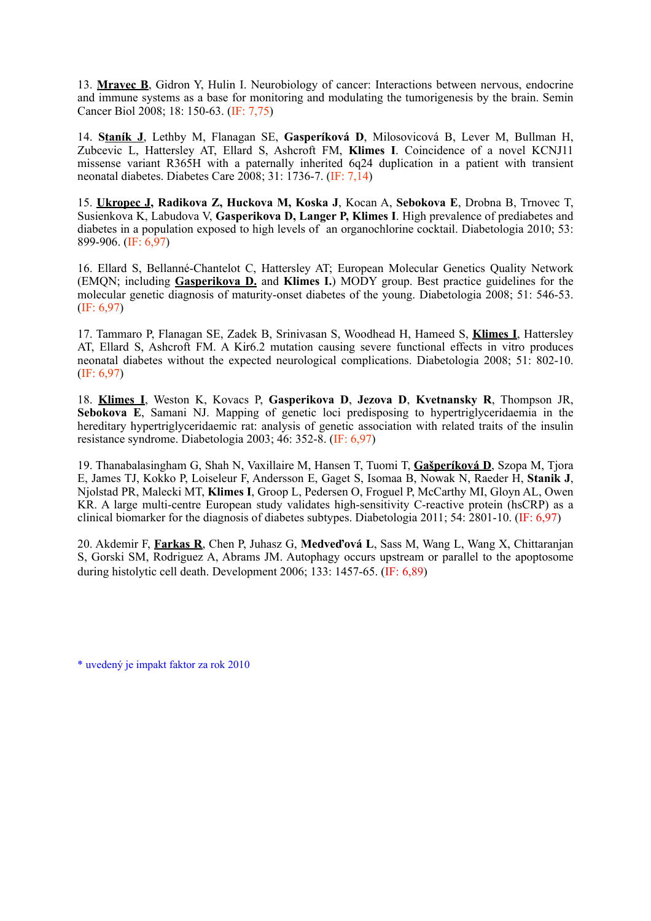13. **Mravec B**, Gidron Y, Hulin I. Neurobiology of cancer: Interactions between nervous, endocrine and immune systems as a base for monitoring and modulating the tumorigenesis by the brain. Semin Cancer Biol 2008; 18: 150-63. (IF: 7,75)

14. **Staník J**, Lethby M, Flanagan SE, **Gasperíková D**, Milosovicová B, Lever M, Bullman H, Zubcevic L, Hattersley AT, Ellard S, Ashcroft FM, **Klimes I**. Coincidence of a novel KCNJ11 missense variant R365H with a paternally inherited 6q24 duplication in a patient with transient neonatal diabetes. Diabetes Care 2008; 31: 1736-7. (IF: 7,14)

15. **Ukropec J, Radikova Z, Huckova M, Koska J**, Kocan A, **Sebokova E**, Drobna B, Trnovec T, Susienkova K, Labudova V, **Gasperikova D, Langer P, Klimes I**. High prevalence of prediabetes and diabetes in a population exposed to high levels of an organochlorine cocktail. Diabetologia 2010; 53: 899-906. (IF: 6,97)

16. Ellard S, Bellanné-Chantelot C, Hattersley AT; European Molecular Genetics Quality Network (EMQN; including **Gasperikova D.** and **Klimes I.**) MODY group. Best practice guidelines for the molecular genetic diagnosis of maturity-onset diabetes of the young. Diabetologia 2008; 51: 546-53. (IF: 6,97)

17. Tammaro P, Flanagan SE, Zadek B, Srinivasan S, Woodhead H, Hameed S, **Klimes I**, Hattersley AT, Ellard S, Ashcroft FM. A Kir6.2 mutation causing severe functional effects in vitro produces neonatal diabetes without the expected neurological complications. Diabetologia 2008; 51: 802-10. (IF: 6,97)

18. **Klimes I**, Weston K, Kovacs P, **Gasperikova D**, **Jezova D**, **Kvetnansky R**, Thompson JR, **Sebokova E**, Samani NJ. Mapping of genetic loci predisposing to hypertriglyceridaemia in the hereditary hypertriglyceridaemic rat: analysis of genetic association with related traits of the insulin resistance syndrome. Diabetologia 2003; 46: 352-8. (IF: 6,97)

19. Thanabalasingham G, Shah N, Vaxillaire M, Hansen T, Tuomi T, **Gašperíková D**, Szopa M, Tjora E, James TJ, Kokko P, Loiseleur F, Andersson E, Gaget S, Isomaa B, Nowak N, Raeder H, **Stanik J**, Njolstad PR, Malecki MT, **Klimes I**, Groop L, Pedersen O, Froguel P, McCarthy MI, Gloyn AL, Owen KR. A large multi-centre European study validates high-sensitivity C-reactive protein (hsCRP) as a clinical biomarker for the diagnosis of diabetes subtypes. Diabetologia 2011; 54: 2801-10. (IF: 6,97)

20. Akdemir F, **Farkas R**, Chen P, Juhasz G, **Medveďová L**, Sass M, Wang L, Wang X, Chittaranjan S, Gorski SM, Rodriguez A, Abrams JM. Autophagy occurs upstream or parallel to the apoptosome during histolytic cell death. Development 2006; 133: 1457-65. (IF: 6,89)

* uvedený je impakt faktor za rok 2010